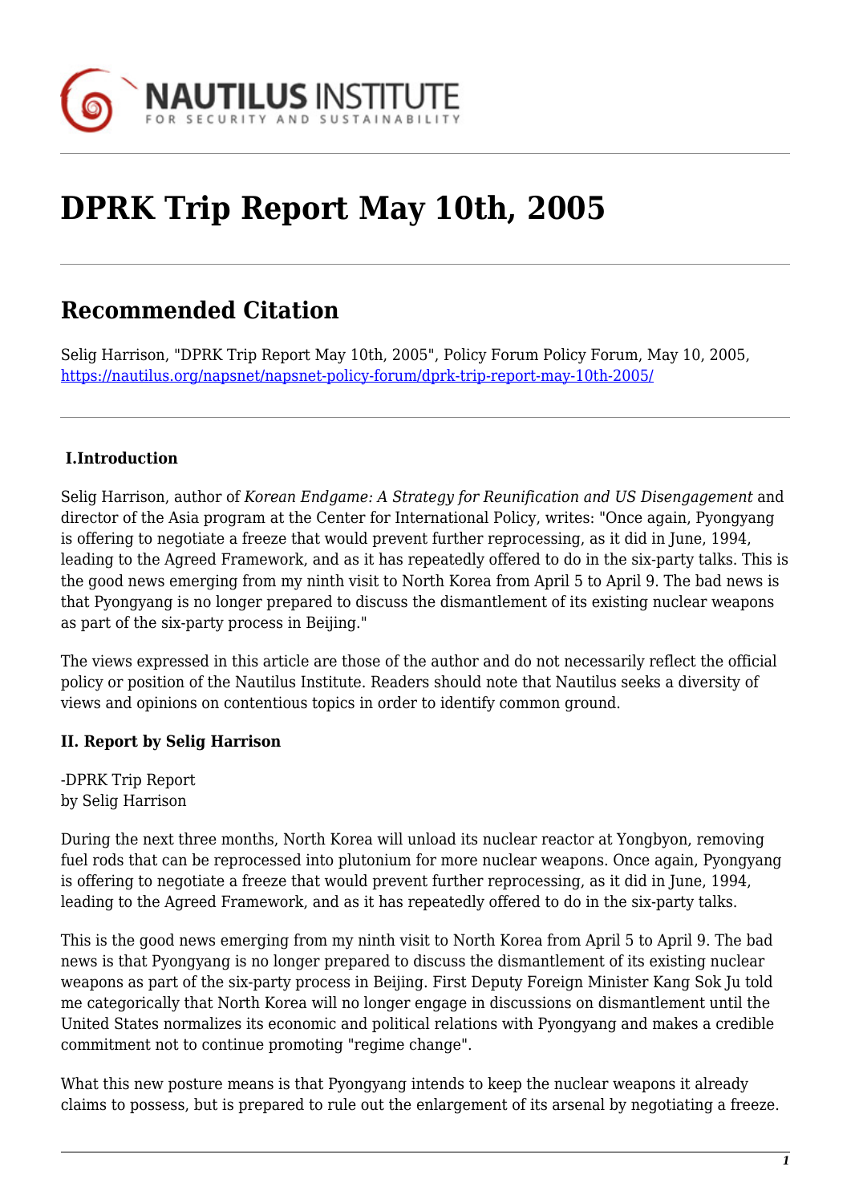# DPRK Trip Report May 10th, 2005

## Recommended Citation

Selig Harrison, "DPRK Trip Report May 10th, 2005", Policy Forum Policy Forum, May 10, 2005, https://nautilus.org/napsnet/napsnet-policy-forum/dprk-trip-report-may-10th-2005/

**I.Introduction**

Selig Harrison, author of *Korean Endgame: A Strategy for Reunification and US Disengagement* and director of the Asia program at the Center for International Policy, writes: "Once again, Pyongyang is offering to negotiate a freeze that would prevent further reprocessing, as it did in June, 1994, leading to the Agreed Framework, and as it has repeatedly offered to do in the six-party talks. This is the good news emerging from my ninth visit to North Korea from April 5 to April 9. The bad news is that Pyongyang is no longer prepared to discuss the dismantlement of its existing nuclear weapons as part of the six-party process in Beijing."

The views expressed in this article are those of the author and do not necessarily reflect the official policy or position of the Nautilus Institute. Readers should note that Nautilus seeks a diversity of views and opinions on contentious topics in order to identify common ground.

**II. Report by Selig Harrison**

-DPRK Trip Report
by Selig Harrison

During the next three months, North Korea will unload its nuclear reactor at Yongbyon, removing fuel rods that can be reprocessed into plutonium for more nuclear weapons. Once again, Pyongyang is offering to negotiate a freeze that would prevent further reprocessing, as it did in June, 1994, leading to the Agreed Framework, and as it has repeatedly offered to do in the six-party talks.

This is the good news emerging from my ninth visit to North Korea from April 5 to April 9. The bad news is that Pyongyang is no longer prepared to discuss the dismantlement of its existing nuclear weapons as part of the six-party process in Beijing. First Deputy Foreign Minister Kang Sok Ju told me categorically that North Korea will no longer engage in discussions on dismantlement until the United States normalizes its economic and political relations with Pyongyang and makes a credible commitment not to continue promoting "regime change".

What this new posture means is that Pyongyang intends to keep the nuclear weapons it already claims to possess, but is prepared to rule out the enlargement of its arsenal by negotiating a freeze.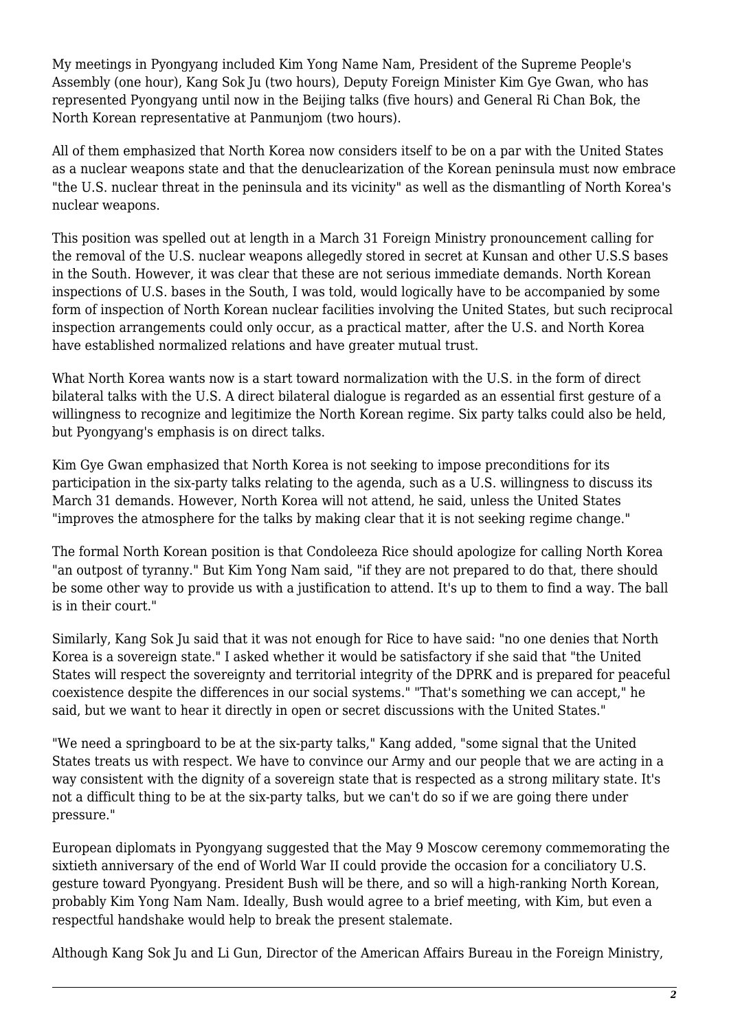My meetings in Pyongyang included Kim Yong Name Nam, President of the Supreme People's Assembly (one hour), Kang Sok Ju (two hours), Deputy Foreign Minister Kim Gye Gwan, who has represented Pyongyang until now in the Beijing talks (five hours) and General Ri Chan Bok, the North Korean representative at Panmunjom (two hours).

All of them emphasized that North Korea now considers itself to be on a par with the United States as a nuclear weapons state and that the denuclearization of the Korean peninsula must now embrace "the U.S. nuclear threat in the peninsula and its vicinity" as well as the dismantling of North Korea's nuclear weapons.

This position was spelled out at length in a March 31 Foreign Ministry pronouncement calling for the removal of the U.S. nuclear weapons allegedly stored in secret at Kunsan and other U.S.S bases in the South. However, it was clear that these are not serious immediate demands. North Korean inspections of U.S. bases in the South, I was told, would logically have to be accompanied by some form of inspection of North Korean nuclear facilities involving the United States, but such reciprocal inspection arrangements could only occur, as a practical matter, after the U.S. and North Korea have established normalized relations and have greater mutual trust.

What North Korea wants now is a start toward normalization with the U.S. in the form of direct bilateral talks with the U.S. A direct bilateral dialogue is regarded as an essential first gesture of a willingness to recognize and legitimize the North Korean regime. Six party talks could also be held, but Pyongyang's emphasis is on direct talks.

Kim Gye Gwan emphasized that North Korea is not seeking to impose preconditions for its participation in the six-party talks relating to the agenda, such as a U.S. willingness to discuss its March 31 demands. However, North Korea will not attend, he said, unless the United States "improves the atmosphere for the talks by making clear that it is not seeking regime change."

The formal North Korean position is that Condoleeza Rice should apologize for calling North Korea "an outpost of tyranny." But Kim Yong Nam said, "if they are not prepared to do that, there should be some other way to provide us with a justification to attend. It's up to them to find a way. The ball is in their court."

Similarly, Kang Sok Ju said that it was not enough for Rice to have said: "no one denies that North Korea is a sovereign state." I asked whether it would be satisfactory if she said that "the United States will respect the sovereignty and territorial integrity of the DPRK and is prepared for peaceful coexistence despite the differences in our social systems." "That's something we can accept," he said, but we want to hear it directly in open or secret discussions with the United States."

"We need a springboard to be at the six-party talks," Kang added, "some signal that the United States treats us with respect. We have to convince our Army and our people that we are acting in a way consistent with the dignity of a sovereign state that is respected as a strong military state. It's not a difficult thing to be at the six-party talks, but we can't do so if we are going there under pressure."

European diplomats in Pyongyang suggested that the May 9 Moscow ceremony commemorating the sixtieth anniversary of the end of World War II could provide the occasion for a conciliatory U.S. gesture toward Pyongyang. President Bush will be there, and so will a high-ranking North Korean, probably Kim Yong Nam Nam. Ideally, Bush would agree to a brief meeting, with Kim, but even a respectful handshake would help to break the present stalemate.

Although Kang Sok Ju and Li Gun, Director of the American Affairs Bureau in the Foreign Ministry,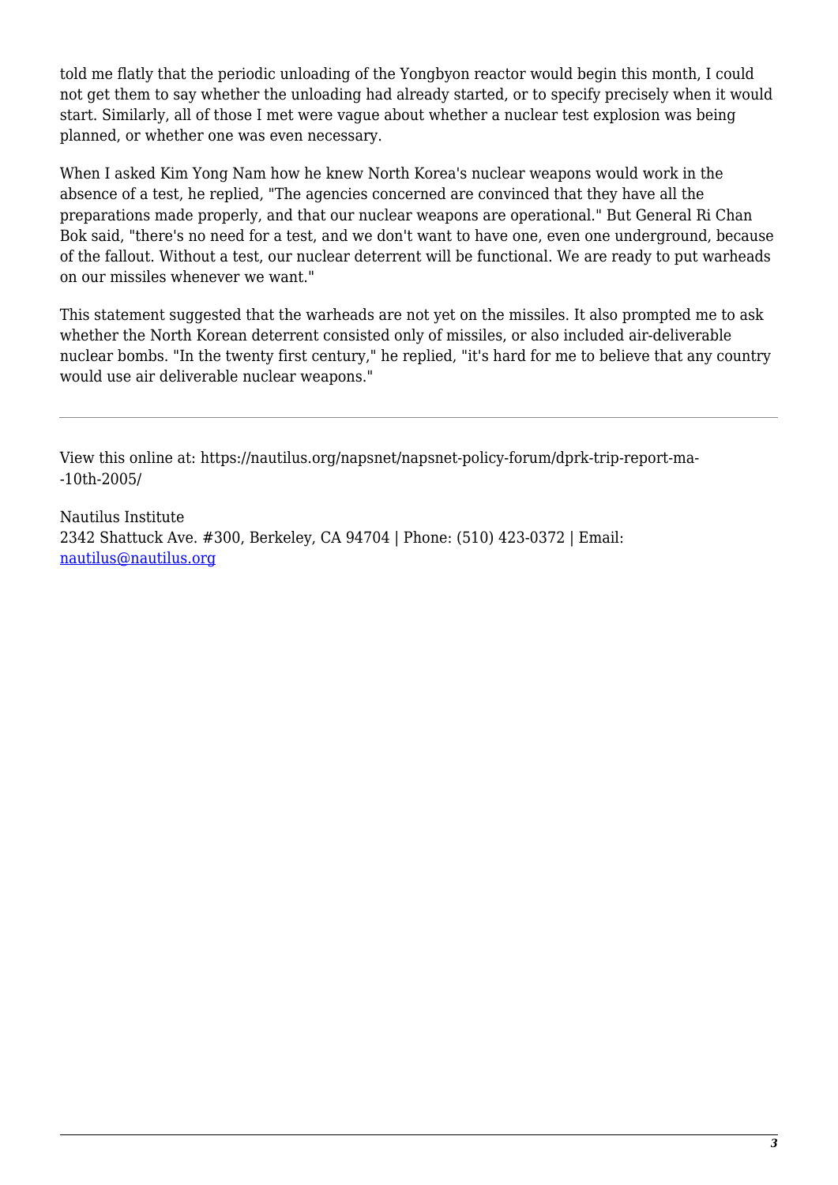told me flatly that the periodic unloading of the Yongbyon reactor would begin this month, I could not get them to say whether the unloading had already started, or to specify precisely when it would start. Similarly, all of those I met were vague about whether a nuclear test explosion was being planned, or whether one was even necessary.

When I asked Kim Yong Nam how he knew North Korea's nuclear weapons would work in the absence of a test, he replied, "The agencies concerned are convinced that they have all the preparations made properly, and that our nuclear weapons are operational." But General Ri Chan Bok said, "there's no need for a test, and we don't want to have one, even one underground, because of the fallout. Without a test, our nuclear deterrent will be functional. We are ready to put warheads on our missiles whenever we want."

This statement suggested that the warheads are not yet on the missiles. It also prompted me to ask whether the North Korean deterrent consisted only of missiles, or also included air-deliverable nuclear bombs. "In the twenty first century," he replied, "it's hard for me to believe that any country would use air deliverable nuclear weapons."

---

View this online at: https://nautilus.org/napsnet/napsnet-policy-forum/dprk-trip-report-ma--10th-2005/

Nautilus Institute
2342 Shattuck Ave. #300, Berkeley, CA 94704 | Phone: (510) 423-0372 | Email: [nautilus@nautilus.org](mailto:nautilus@nautilus.org)